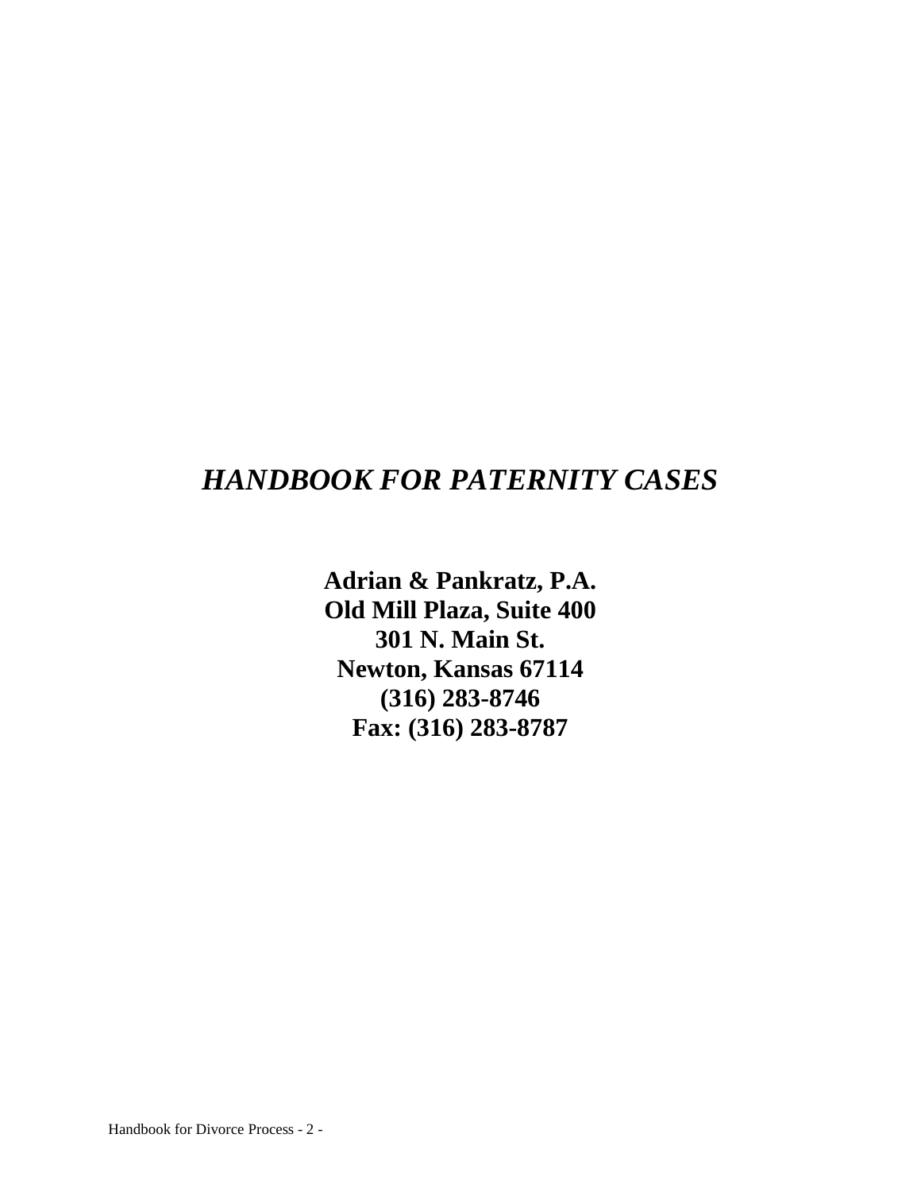# *HANDBOOK FOR PATERNITY CASES*

**Adrian & Pankratz, P.A.**
**Old Mill Plaza, Suite 400**
**301 N. Main St.**
**Newton, Kansas 67114**
**(316) 283-8746**
**Fax: (316) 283-8787**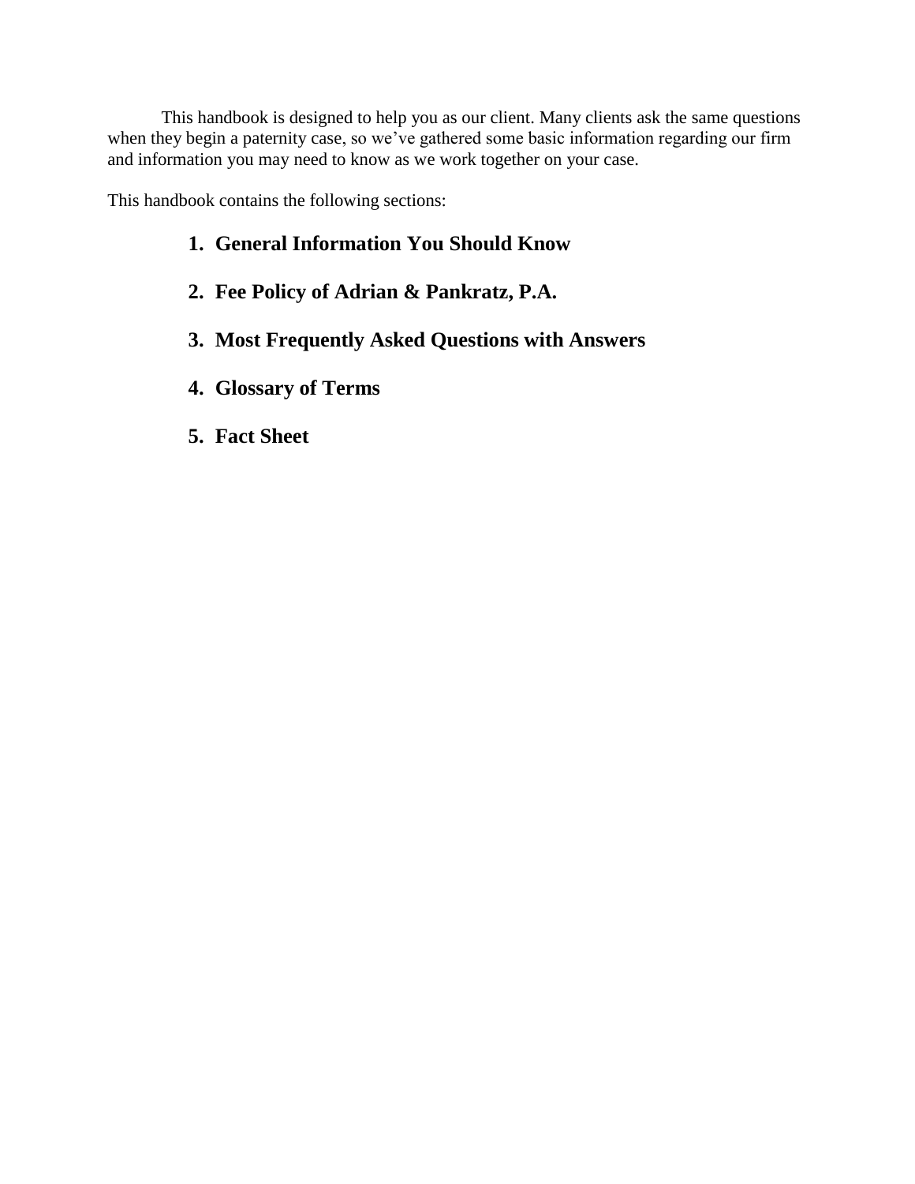This handbook is designed to help you as our client. Many clients ask the same questions when they begin a paternity case, so we've gathered some basic information regarding our firm and information you may need to know as we work together on your case.

This handbook contains the following sections:

1. **General Information You Should Know**
2. **Fee Policy of Adrian & Pankratz, P.A.**
3. **Most Frequently Asked Questions with Answers**
4. **Glossary of Terms**
5. **Fact Sheet**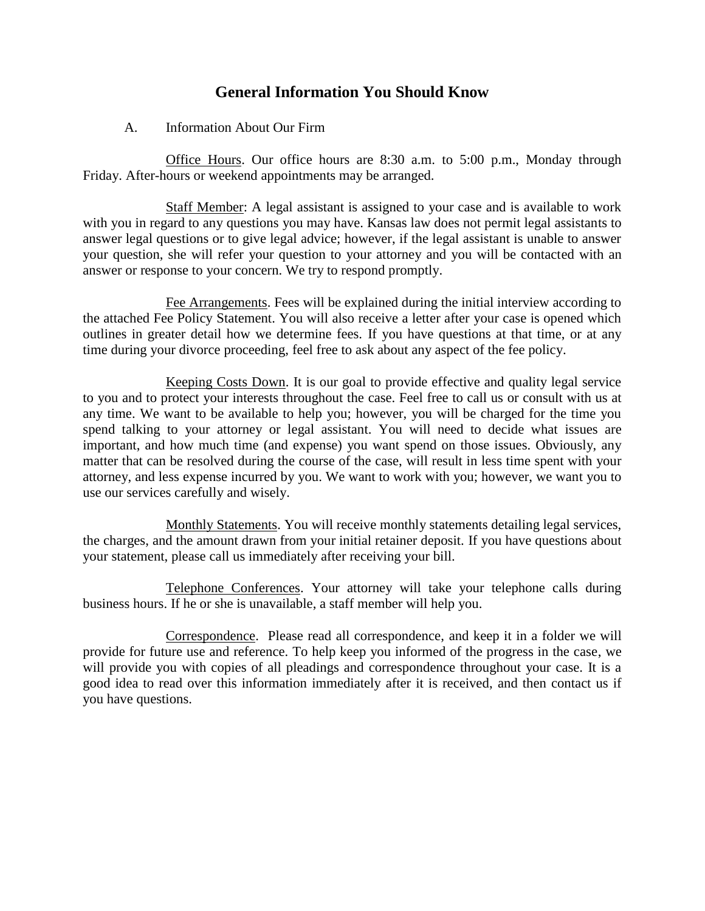# General Information You Should Know

A. Information About Our Firm

Office Hours. Our office hours are 8:30 a.m. to 5:00 p.m., Monday through Friday. After-hours or weekend appointments may be arranged.

Staff Member: A legal assistant is assigned to your case and is available to work with you in regard to any questions you may have. Kansas law does not permit legal assistants to answer legal questions or to give legal advice; however, if the legal assistant is unable to answer your question, she will refer your question to your attorney and you will be contacted with an answer or response to your concern. We try to respond promptly.

Fee Arrangements. Fees will be explained during the initial interview according to the attached Fee Policy Statement. You will also receive a letter after your case is opened which outlines in greater detail how we determine fees. If you have questions at that time, or at any time during your divorce proceeding, feel free to ask about any aspect of the fee policy.

Keeping Costs Down. It is our goal to provide effective and quality legal service to you and to protect your interests throughout the case. Feel free to call us or consult with us at any time. We want to be available to help you; however, you will be charged for the time you spend talking to your attorney or legal assistant. You will need to decide what issues are important, and how much time (and expense) you want spend on those issues. Obviously, any matter that can be resolved during the course of the case, will result in less time spent with your attorney, and less expense incurred by you. We want to work with you; however, we want you to use our services carefully and wisely.

Monthly Statements. You will receive monthly statements detailing legal services, the charges, and the amount drawn from your initial retainer deposit. If you have questions about your statement, please call us immediately after receiving your bill.

Telephone Conferences. Your attorney will take your telephone calls during business hours. If he or she is unavailable, a staff member will help you.

Correspondence. Please read all correspondence, and keep it in a folder we will provide for future use and reference. To help keep you informed of the progress in the case, we will provide you with copies of all pleadings and correspondence throughout your case. It is a good idea to read over this information immediately after it is received, and then contact us if you have questions.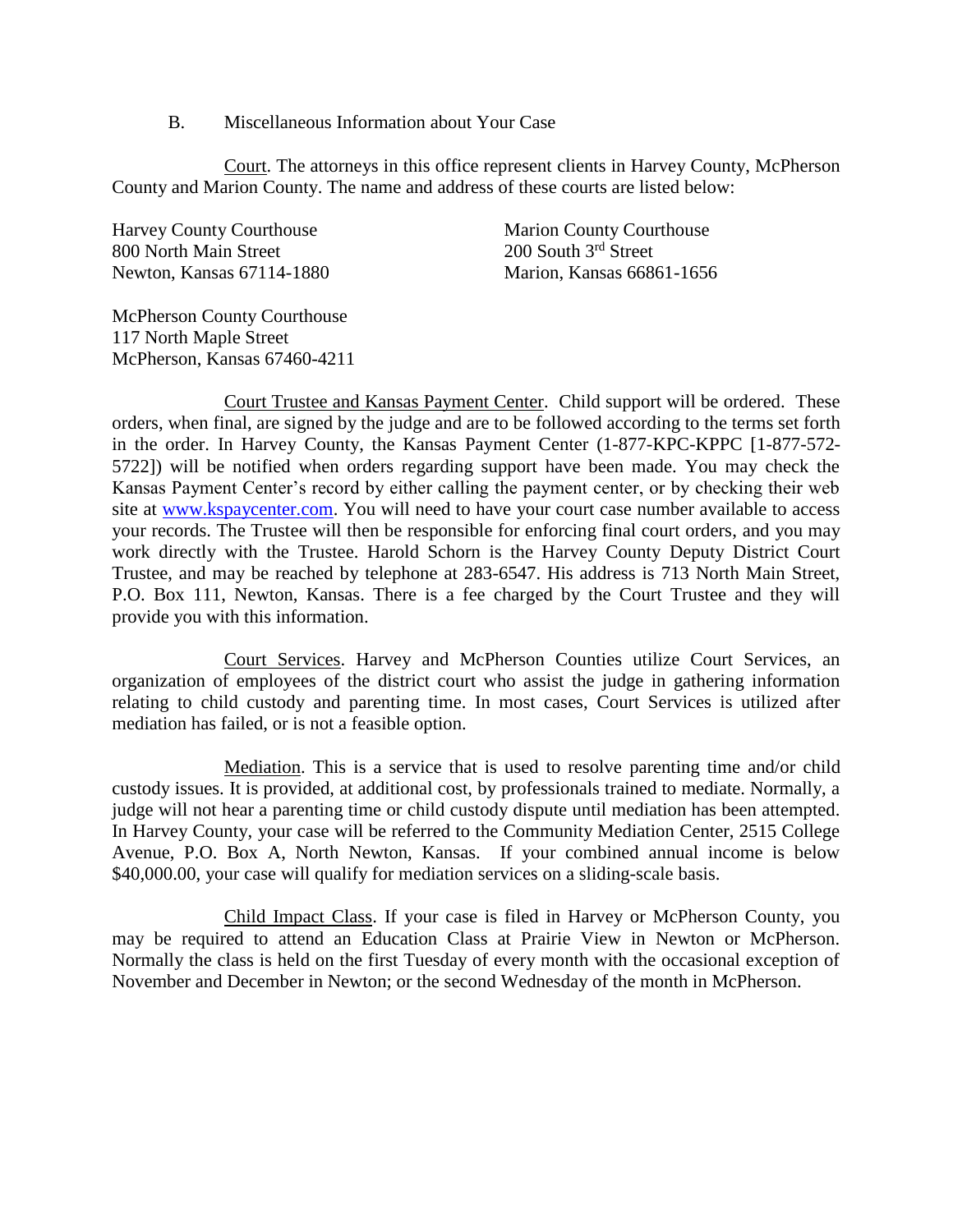## B. Miscellaneous Information about Your Case

Court. The attorneys in this office represent clients in Harvey County, McPherson County and Marion County. The name and address of these courts are listed below:

Harvey County Courthouse
800 North Main Street
Newton, Kansas 67114-1880

Marion County Courthouse
200 South 3rd Street
Marion, Kansas 66861-1656

McPherson County Courthouse
117 North Maple Street
McPherson, Kansas 67460-4211

Court Trustee and Kansas Payment Center. Child support will be ordered. These orders, when final, are signed by the judge and are to be followed according to the terms set forth in the order. In Harvey County, the Kansas Payment Center (1-877-KPC-KPPC [1-877-572-5722]) will be notified when orders regarding support have been made. You may check the Kansas Payment Center's record by either calling the payment center, or by checking their web site at www.kspaycenter.com. You will need to have your court case number available to access your records. The Trustee will then be responsible for enforcing final court orders, and you may work directly with the Trustee. Harold Schorn is the Harvey County Deputy District Court Trustee, and may be reached by telephone at 283-6547. His address is 713 North Main Street, P.O. Box 111, Newton, Kansas. There is a fee charged by the Court Trustee and they will provide you with this information.

Court Services. Harvey and McPherson Counties utilize Court Services, an organization of employees of the district court who assist the judge in gathering information relating to child custody and parenting time. In most cases, Court Services is utilized after mediation has failed, or is not a feasible option.

Mediation. This is a service that is used to resolve parenting time and/or child custody issues. It is provided, at additional cost, by professionals trained to mediate. Normally, a judge will not hear a parenting time or child custody dispute until mediation has been attempted. In Harvey County, your case will be referred to the Community Mediation Center, 2515 College Avenue, P.O. Box A, North Newton, Kansas. If your combined annual income is below $40,000.00, your case will qualify for mediation services on a sliding-scale basis.

Child Impact Class. If your case is filed in Harvey or McPherson County, you may be required to attend an Education Class at Prairie View in Newton or McPherson. Normally the class is held on the first Tuesday of every month with the occasional exception of November and December in Newton; or the second Wednesday of the month in McPherson.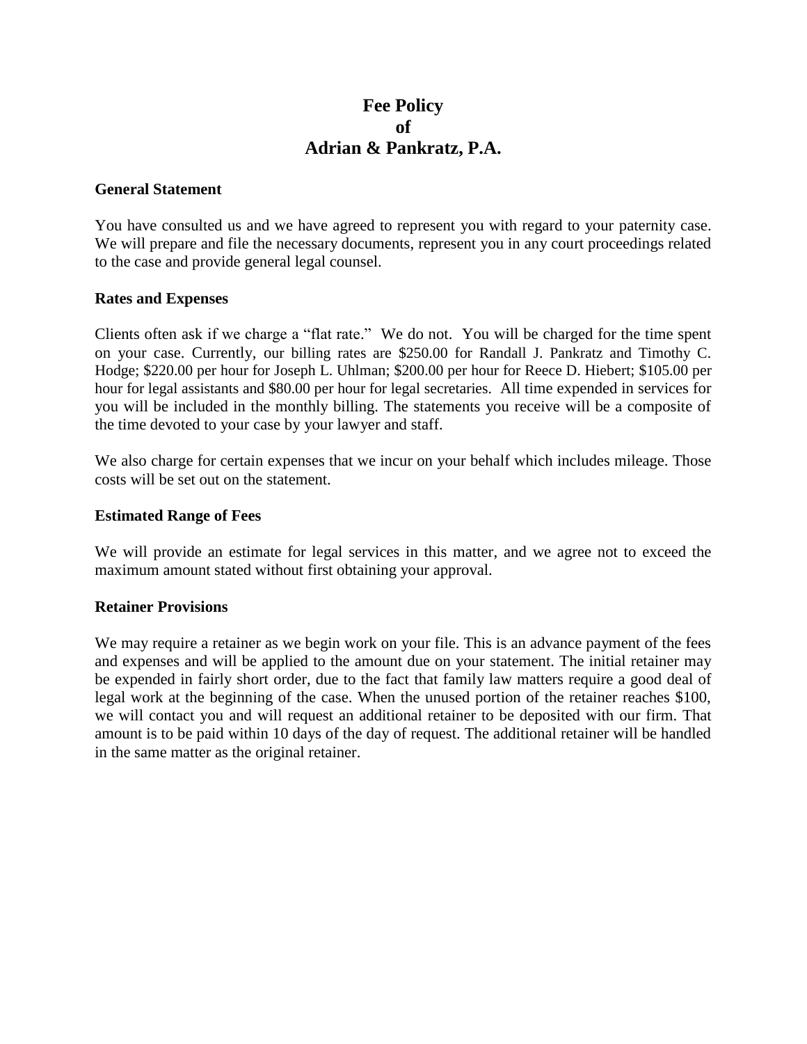# Fee Policy
# of
# Adrian & Pankratz, P.A.

**General Statement**

You have consulted us and we have agreed to represent you with regard to your paternity case. We will prepare and file the necessary documents, represent you in any court proceedings related to the case and provide general legal counsel.

**Rates and Expenses**

Clients often ask if we charge a "flat rate." We do not. You will be charged for the time spent on your case. Currently, our billing rates are $250.00 for Randall J. Pankratz and Timothy C. Hodge; $220.00 per hour for Joseph L. Uhlman; $200.00 per hour for Reece D. Hiebert; $105.00 per hour for legal assistants and $80.00 per hour for legal secretaries. All time expended in services for you will be included in the monthly billing. The statements you receive will be a composite of the time devoted to your case by your lawyer and staff.

We also charge for certain expenses that we incur on your behalf which includes mileage. Those costs will be set out on the statement.

**Estimated Range of Fees**

We will provide an estimate for legal services in this matter, and we agree not to exceed the maximum amount stated without first obtaining your approval.

**Retainer Provisions**

We may require a retainer as we begin work on your file. This is an advance payment of the fees and expenses and will be applied to the amount due on your statement. The initial retainer may be expended in fairly short order, due to the fact that family law matters require a good deal of legal work at the beginning of the case. When the unused portion of the retainer reaches $100, we will contact you and will request an additional retainer to be deposited with our firm. That amount is to be paid within 10 days of the day of request. The additional retainer will be handled in the same matter as the original retainer.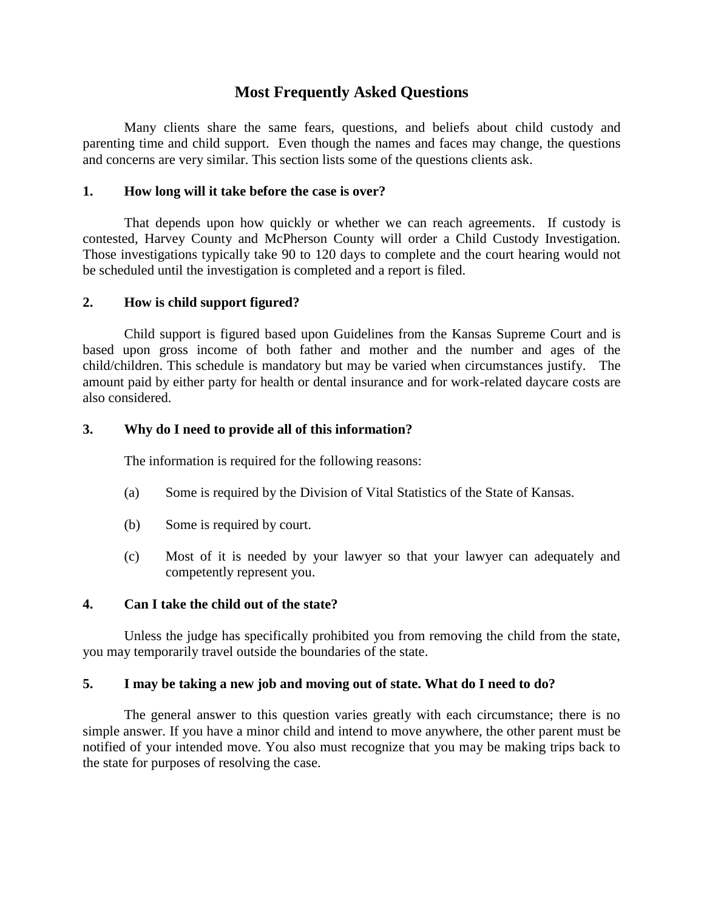# Most Frequently Asked Questions

Many clients share the same fears, questions, and beliefs about child custody and parenting time and child support. Even though the names and faces may change, the questions and concerns are very similar. This section lists some of the questions clients ask.

**1. How long will it take before the case is over?**

That depends upon how quickly or whether we can reach agreements. If custody is contested, Harvey County and McPherson County will order a Child Custody Investigation. Those investigations typically take 90 to 120 days to complete and the court hearing would not be scheduled until the investigation is completed and a report is filed.

**2. How is child support figured?**

Child support is figured based upon Guidelines from the Kansas Supreme Court and is based upon gross income of both father and mother and the number and ages of the child/children. This schedule is mandatory but may be varied when circumstances justify. The amount paid by either party for health or dental insurance and for work-related daycare costs are also considered.

**3. Why do I need to provide all of this information?**

The information is required for the following reasons:

(a) Some is required by the Division of Vital Statistics of the State of Kansas.

(b) Some is required by court.

(c) Most of it is needed by your lawyer so that your lawyer can adequately and competently represent you.

**4. Can I take the child out of the state?**

Unless the judge has specifically prohibited you from removing the child from the state, you may temporarily travel outside the boundaries of the state.

**5. I may be taking a new job and moving out of state. What do I need to do?**

The general answer to this question varies greatly with each circumstance; there is no simple answer. If you have a minor child and intend to move anywhere, the other parent must be notified of your intended move. You also must recognize that you may be making trips back to the state for purposes of resolving the case.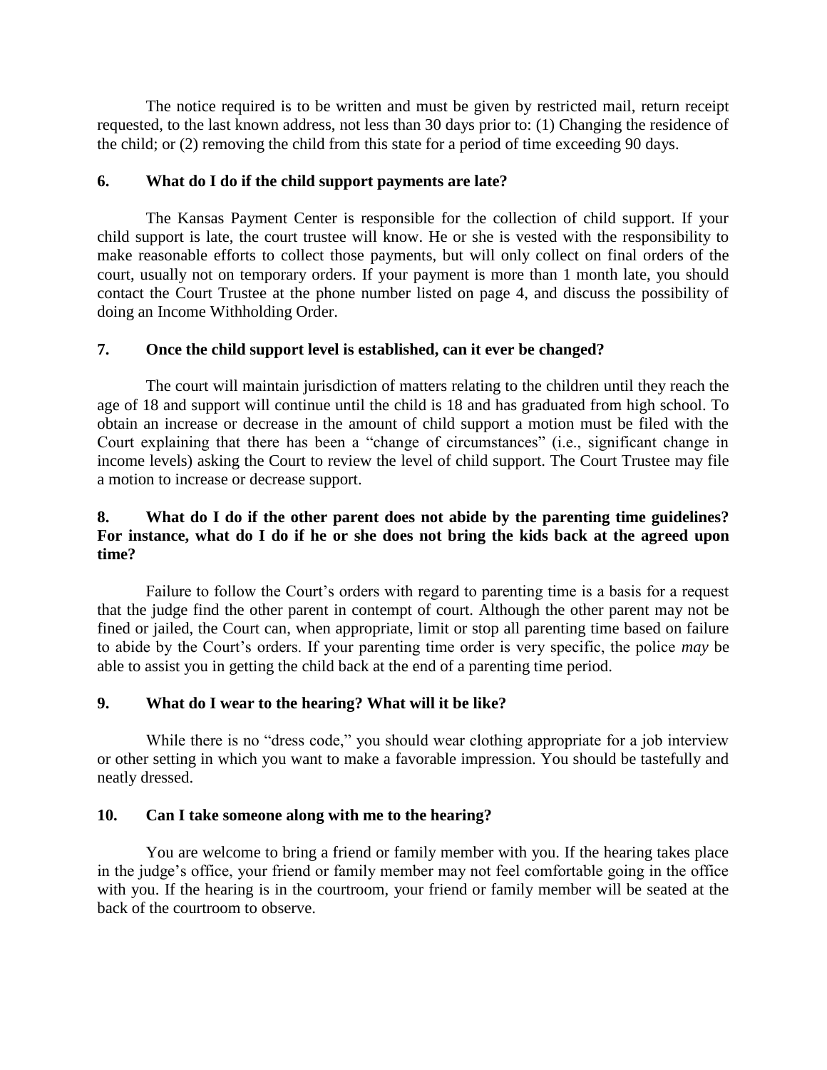The notice required is to be written and must be given by restricted mail, return receipt requested, to the last known address, not less than 30 days prior to: (1) Changing the residence of the child; or (2) removing the child from this state for a period of time exceeding 90 days.

### 6. What do I do if the child support payments are late?

The Kansas Payment Center is responsible for the collection of child support. If your child support is late, the court trustee will know. He or she is vested with the responsibility to make reasonable efforts to collect those payments, but will only collect on final orders of the court, usually not on temporary orders. If your payment is more than 1 month late, you should contact the Court Trustee at the phone number listed on page 4, and discuss the possibility of doing an Income Withholding Order.

### 7. Once the child support level is established, can it ever be changed?

The court will maintain jurisdiction of matters relating to the children until they reach the age of 18 and support will continue until the child is 18 and has graduated from high school. To obtain an increase or decrease in the amount of child support a motion must be filed with the Court explaining that there has been a "change of circumstances" (i.e., significant change in income levels) asking the Court to review the level of child support. The Court Trustee may file a motion to increase or decrease support.

### 8. What do I do if the other parent does not abide by the parenting time guidelines? For instance, what do I do if he or she does not bring the kids back at the agreed upon time?

Failure to follow the Court's orders with regard to parenting time is a basis for a request that the judge find the other parent in contempt of court. Although the other parent may not be fined or jailed, the Court can, when appropriate, limit or stop all parenting time based on failure to abide by the Court's orders. If your parenting time order is very specific, the police *may* be able to assist you in getting the child back at the end of a parenting time period.

### 9. What do I wear to the hearing? What will it be like?

While there is no "dress code," you should wear clothing appropriate for a job interview or other setting in which you want to make a favorable impression. You should be tastefully and neatly dressed.

### 10. Can I take someone along with me to the hearing?

You are welcome to bring a friend or family member with you. If the hearing takes place in the judge's office, your friend or family member may not feel comfortable going in the office with you. If the hearing is in the courtroom, your friend or family member will be seated at the back of the courtroom to observe.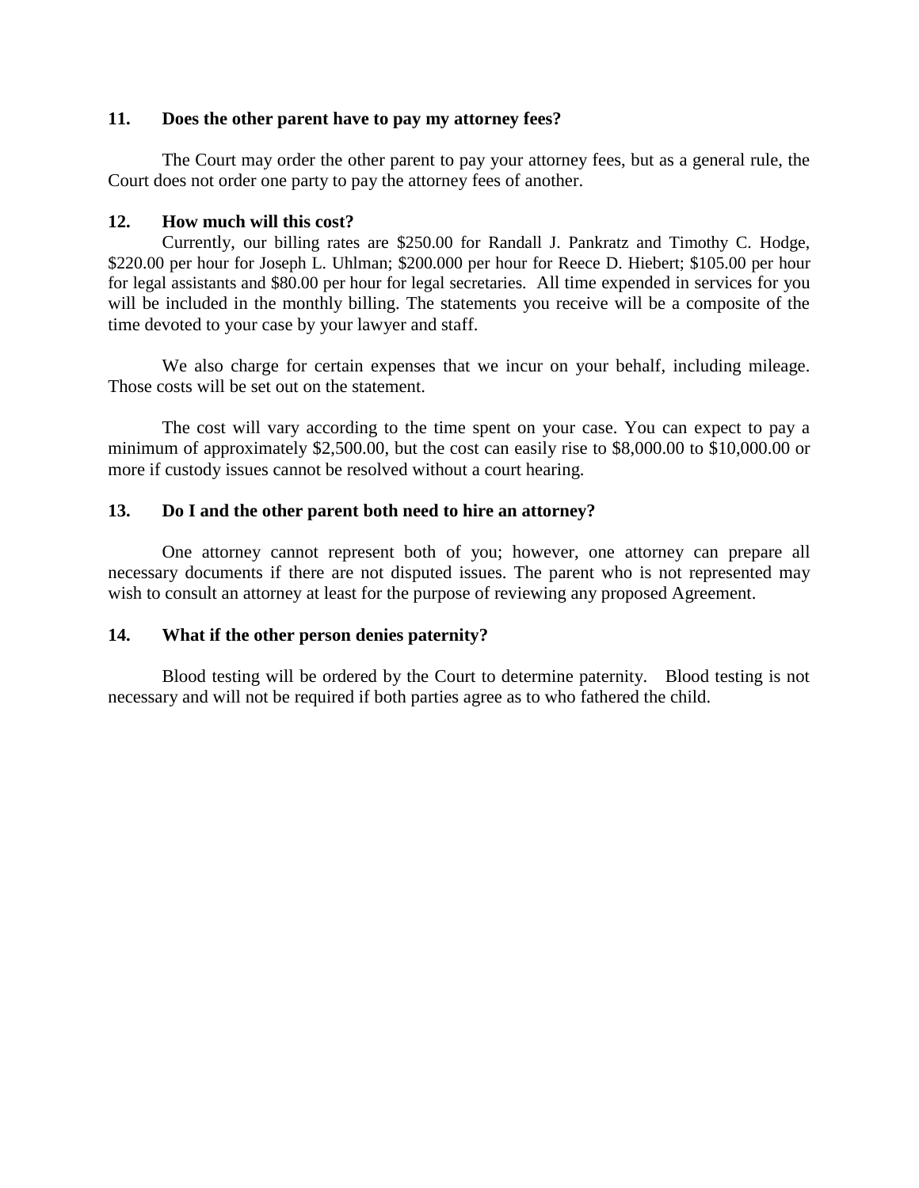**11. Does the other parent have to pay my attorney fees?**

The Court may order the other parent to pay your attorney fees, but as a general rule, the Court does not order one party to pay the attorney fees of another.

**12. How much will this cost?**

Currently, our billing rates are $250.00 for Randall J. Pankratz and Timothy C. Hodge, $220.00 per hour for Joseph L. Uhlman; $200.000 per hour for Reece D. Hiebert; $105.00 per hour for legal assistants and $80.00 per hour for legal secretaries. All time expended in services for you will be included in the monthly billing. The statements you receive will be a composite of the time devoted to your case by your lawyer and staff.

We also charge for certain expenses that we incur on your behalf, including mileage. Those costs will be set out on the statement.

The cost will vary according to the time spent on your case. You can expect to pay a minimum of approximately $2,500.00, but the cost can easily rise to $8,000.00 to $10,000.00 or more if custody issues cannot be resolved without a court hearing.

**13. Do I and the other parent both need to hire an attorney?**

One attorney cannot represent both of you; however, one attorney can prepare all necessary documents if there are not disputed issues. The parent who is not represented may wish to consult an attorney at least for the purpose of reviewing any proposed Agreement.

**14. What if the other person denies paternity?**

Blood testing will be ordered by the Court to determine paternity. Blood testing is not necessary and will not be required if both parties agree as to who fathered the child.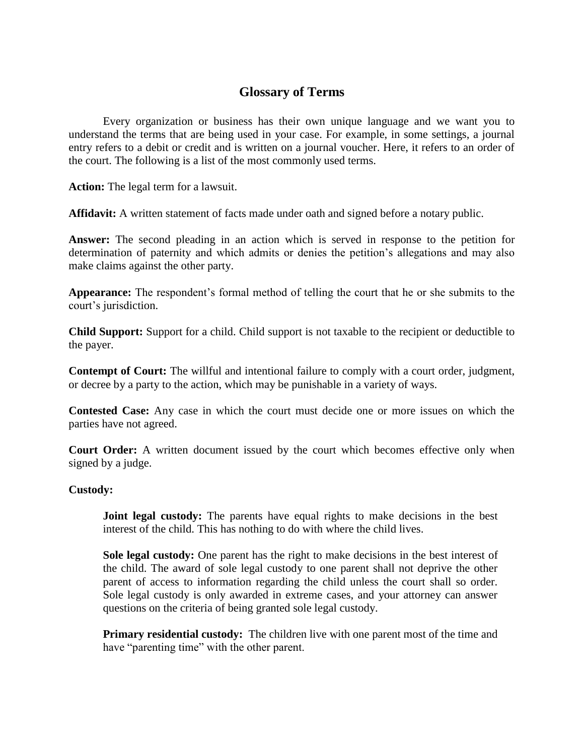## Glossary of Terms

Every organization or business has their own unique language and we want you to understand the terms that are being used in your case. For example, in some settings, a journal entry refers to a debit or credit and is written on a journal voucher. Here, it refers to an order of the court. The following is a list of the most commonly used terms.

**Action:** The legal term for a lawsuit.

**Affidavit:** A written statement of facts made under oath and signed before a notary public.

**Answer:** The second pleading in an action which is served in response to the petition for determination of paternity and which admits or denies the petition's allegations and may also make claims against the other party.

**Appearance:** The respondent's formal method of telling the court that he or she submits to the court's jurisdiction.

**Child Support:** Support for a child. Child support is not taxable to the recipient or deductible to the payer.

**Contempt of Court:** The willful and intentional failure to comply with a court order, judgment, or decree by a party to the action, which may be punishable in a variety of ways.

**Contested Case:** Any case in which the court must decide one or more issues on which the parties have not agreed.

**Court Order:** A written document issued by the court which becomes effective only when signed by a judge.

**Custody:**

> **Joint legal custody:** The parents have equal rights to make decisions in the best interest of the child. This has nothing to do with where the child lives.
>
> **Sole legal custody:** One parent has the right to make decisions in the best interest of the child. The award of sole legal custody to one parent shall not deprive the other parent of access to information regarding the child unless the court shall so order. Sole legal custody is only awarded in extreme cases, and your attorney can answer questions on the criteria of being granted sole legal custody.
>
> **Primary residential custody:** The children live with one parent most of the time and have "parenting time" with the other parent.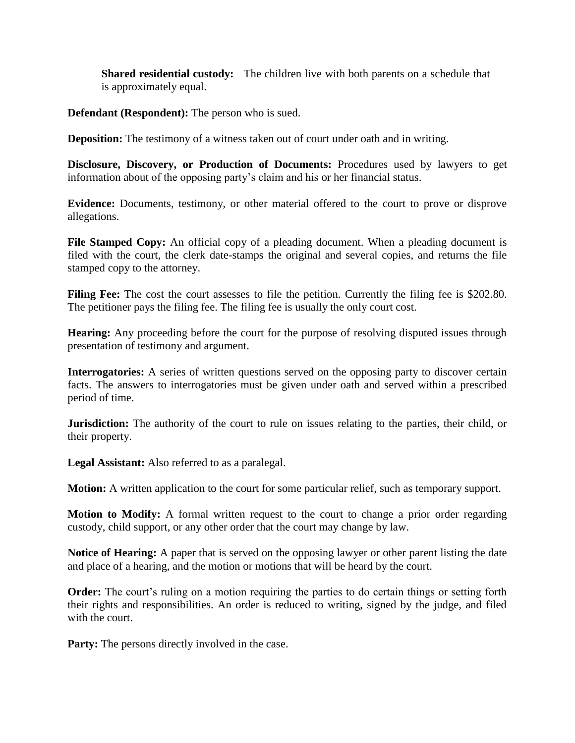**Shared residential custody:** The children live with both parents on a schedule that is approximately equal.

**Defendant (Respondent):** The person who is sued.

**Deposition:** The testimony of a witness taken out of court under oath and in writing.

**Disclosure, Discovery, or Production of Documents:** Procedures used by lawyers to get information about of the opposing party's claim and his or her financial status.

**Evidence:** Documents, testimony, or other material offered to the court to prove or disprove allegations.

**File Stamped Copy:** An official copy of a pleading document. When a pleading document is filed with the court, the clerk date-stamps the original and several copies, and returns the file stamped copy to the attorney.

**Filing Fee:** The cost the court assesses to file the petition. Currently the filing fee is $202.80. The petitioner pays the filing fee. The filing fee is usually the only court cost.

**Hearing:** Any proceeding before the court for the purpose of resolving disputed issues through presentation of testimony and argument.

**Interrogatories:** A series of written questions served on the opposing party to discover certain facts. The answers to interrogatories must be given under oath and served within a prescribed period of time.

**Jurisdiction:** The authority of the court to rule on issues relating to the parties, their child, or their property.

**Legal Assistant:** Also referred to as a paralegal.

**Motion:** A written application to the court for some particular relief, such as temporary support.

**Motion to Modify:** A formal written request to the court to change a prior order regarding custody, child support, or any other order that the court may change by law.

**Notice of Hearing:** A paper that is served on the opposing lawyer or other parent listing the date and place of a hearing, and the motion or motions that will be heard by the court.

**Order:** The court's ruling on a motion requiring the parties to do certain things or setting forth their rights and responsibilities. An order is reduced to writing, signed by the judge, and filed with the court.

**Party:** The persons directly involved in the case.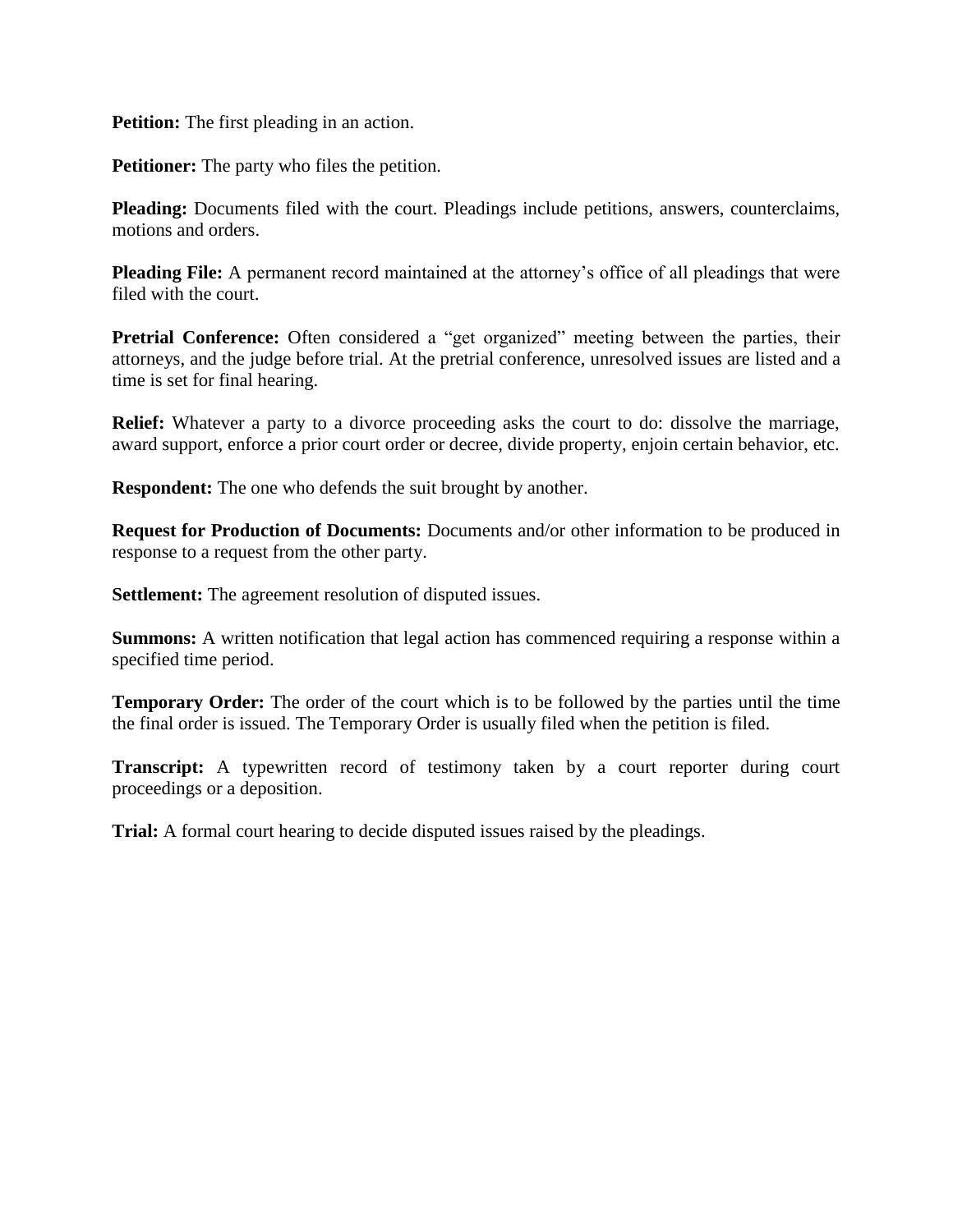**Petition:** The first pleading in an action.

**Petitioner:** The party who files the petition.

**Pleading:** Documents filed with the court. Pleadings include petitions, answers, counterclaims, motions and orders.

**Pleading File:** A permanent record maintained at the attorney's office of all pleadings that were filed with the court.

**Pretrial Conference:** Often considered a "get organized" meeting between the parties, their attorneys, and the judge before trial. At the pretrial conference, unresolved issues are listed and a time is set for final hearing.

**Relief:** Whatever a party to a divorce proceeding asks the court to do: dissolve the marriage, award support, enforce a prior court order or decree, divide property, enjoin certain behavior, etc.

**Respondent:** The one who defends the suit brought by another.

**Request for Production of Documents:** Documents and/or other information to be produced in response to a request from the other party.

**Settlement:** The agreement resolution of disputed issues.

**Summons:** A written notification that legal action has commenced requiring a response within a specified time period.

**Temporary Order:** The order of the court which is to be followed by the parties until the time the final order is issued. The Temporary Order is usually filed when the petition is filed.

**Transcript:** A typewritten record of testimony taken by a court reporter during court proceedings or a deposition.

**Trial:** A formal court hearing to decide disputed issues raised by the pleadings.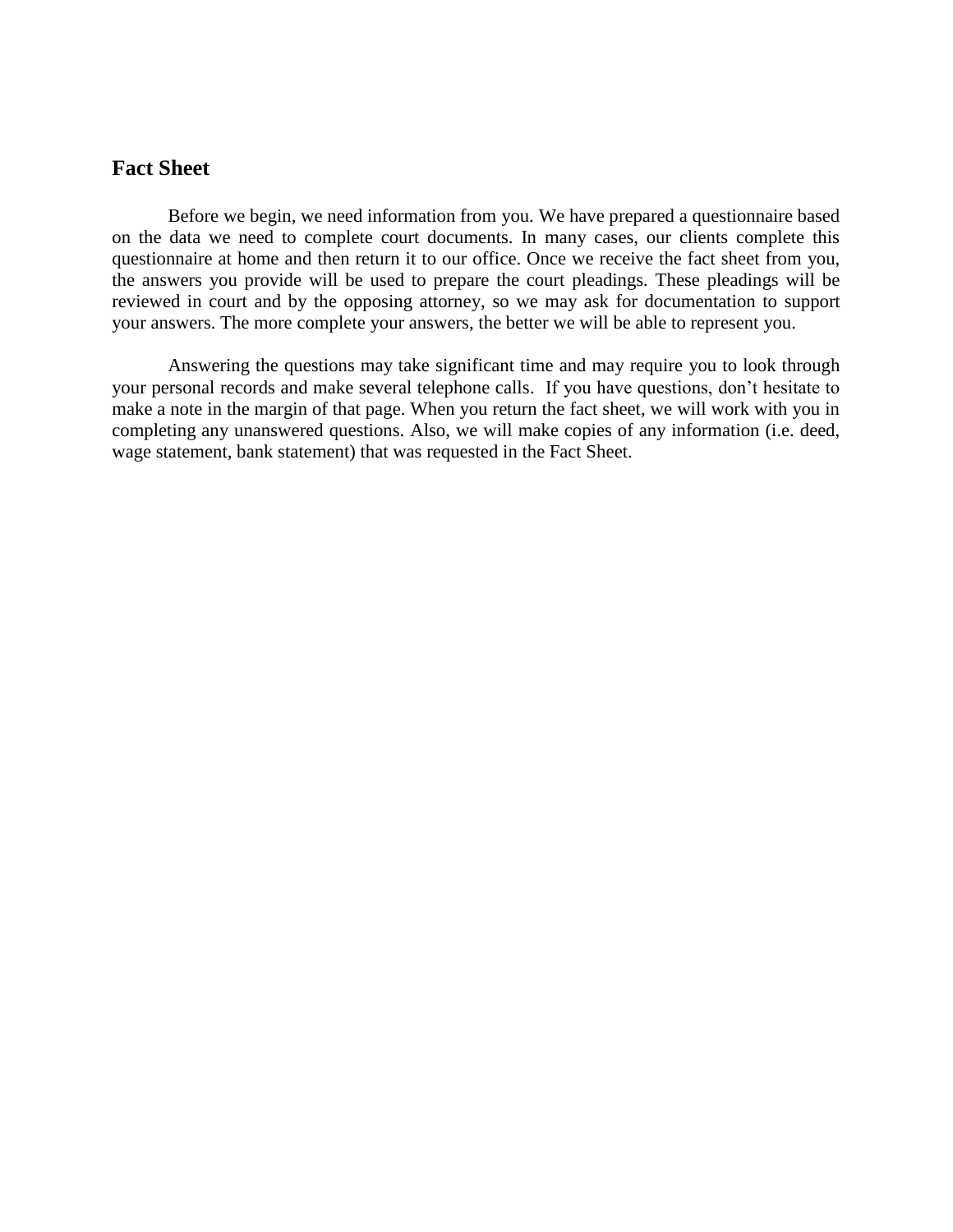## Fact Sheet

Before we begin, we need information from you. We have prepared a questionnaire based on the data we need to complete court documents. In many cases, our clients complete this questionnaire at home and then return it to our office. Once we receive the fact sheet from you, the answers you provide will be used to prepare the court pleadings. These pleadings will be reviewed in court and by the opposing attorney, so we may ask for documentation to support your answers. The more complete your answers, the better we will be able to represent you.

Answering the questions may take significant time and may require you to look through your personal records and make several telephone calls. If you have questions, don't hesitate to make a note in the margin of that page. When you return the fact sheet, we will work with you in completing any unanswered questions. Also, we will make copies of any information (i.e. deed, wage statement, bank statement) that was requested in the Fact Sheet.